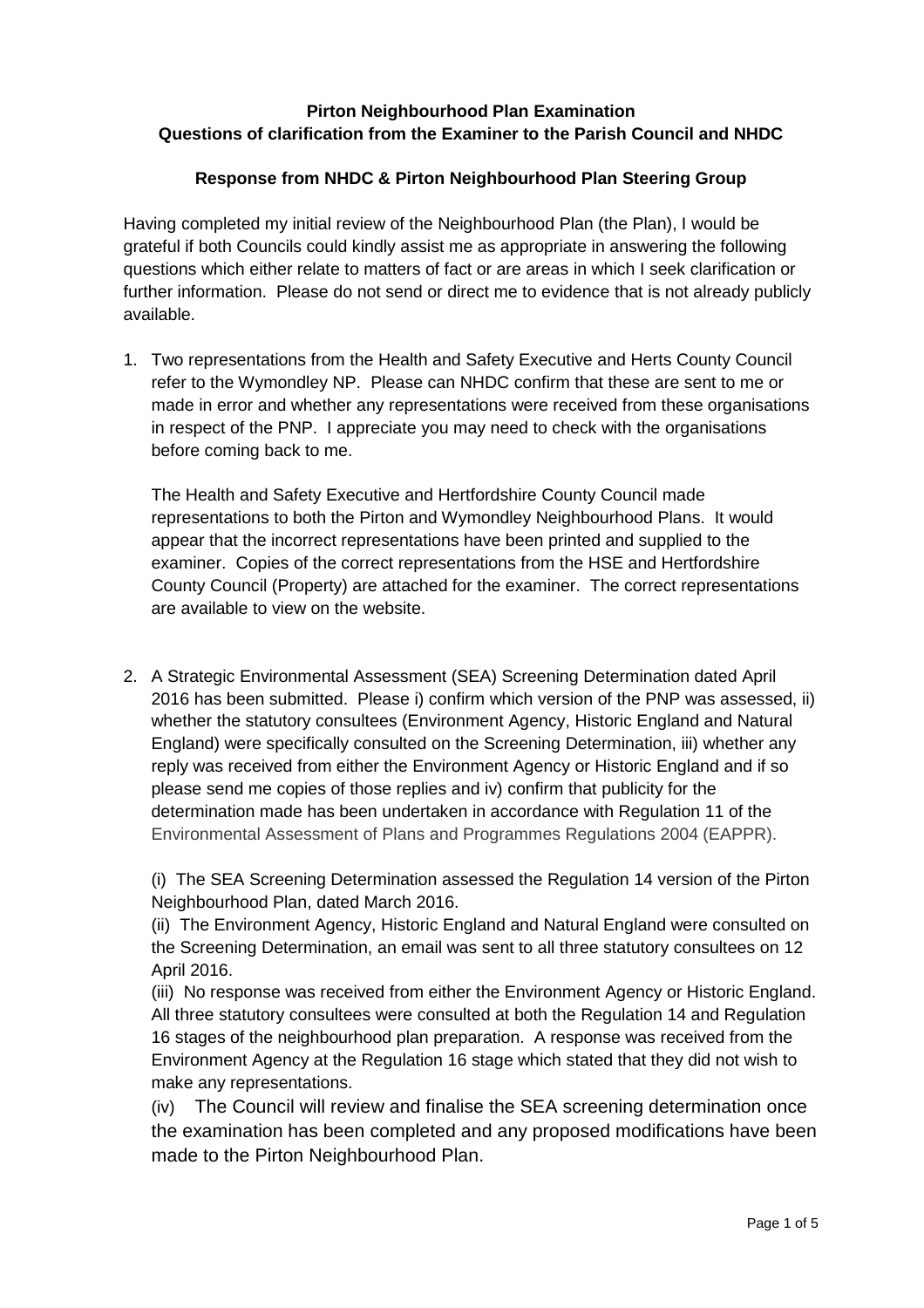**Pirton Neighbourhood Plan Examination**
**Questions of clarification from the Examiner to the Parish Council and NHDC**

**Response from NHDC & Pirton Neighbourhood Plan Steering Group**

Having completed my initial review of the Neighbourhood Plan (the Plan), I would be grateful if both Councils could kindly assist me as appropriate in answering the following questions which either relate to matters of fact or are areas in which I seek clarification or further information. Please do not send or direct me to evidence that is not already publicly available.

1. Two representations from the Health and Safety Executive and Herts County Council refer to the Wymondley NP. Please can NHDC confirm that these are sent to me or made in error and whether any representations were received from these organisations in respect of the PNP. I appreciate you may need to check with the organisations before coming back to me.

   The Health and Safety Executive and Hertfordshire County Council made representations to both the Pirton and Wymondley Neighbourhood Plans. It would appear that the incorrect representations have been printed and supplied to the examiner. Copies of the correct representations from the HSE and Hertfordshire County Council (Property) are attached for the examiner. The correct representations are available to view on the website.

2. A Strategic Environmental Assessment (SEA) Screening Determination dated April 2016 has been submitted. Please i) confirm which version of the PNP was assessed, ii) whether the statutory consultees (Environment Agency, Historic England and Natural England) were specifically consulted on the Screening Determination, iii) whether any reply was received from either the Environment Agency or Historic England and if so please send me copies of those replies and iv) confirm that publicity for the determination made has been undertaken in accordance with Regulation 11 of the Environmental Assessment of Plans and Programmes Regulations 2004 (EAPPR).

   (i) The SEA Screening Determination assessed the Regulation 14 version of the Pirton Neighbourhood Plan, dated March 2016.
   (ii) The Environment Agency, Historic England and Natural England were consulted on the Screening Determination, an email was sent to all three statutory consultees on 12 April 2016.
   (iii) No response was received from either the Environment Agency or Historic England. All three statutory consultees were consulted at both the Regulation 14 and Regulation 16 stages of the neighbourhood plan preparation. A response was received from the Environment Agency at the Regulation 16 stage which stated that they did not wish to make any representations.
   (iv) The Council will review and finalise the SEA screening determination once the examination has been completed and any proposed modifications have been made to the Pirton Neighbourhood Plan.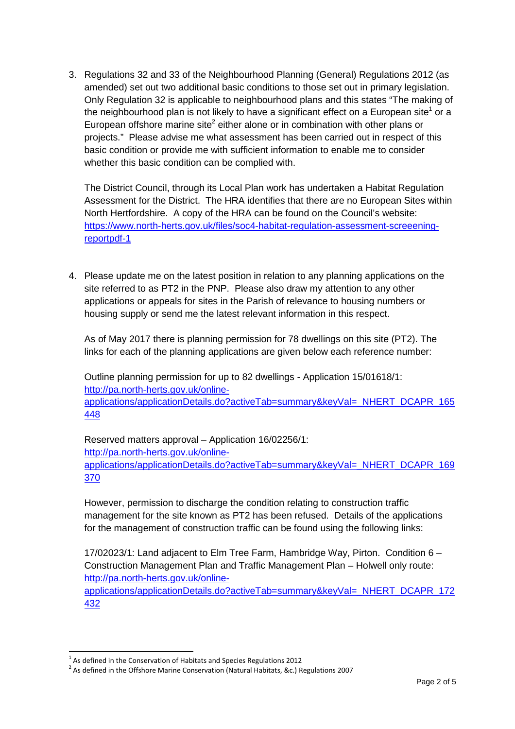3. Regulations 32 and 33 of the Neighbourhood Planning (General) Regulations 2012 (as amended) set out two additional basic conditions to those set out in primary legislation. Only Regulation 32 is applicable to neighbourhood plans and this states "The making of the neighbourhood plan is not likely to have a significant effect on a European site[1] or a European offshore marine site[2] either alone or in combination with other plans or projects." Please advise me what assessment has been carried out in respect of this basic condition or provide me with sufficient information to enable me to consider whether this basic condition can be complied with.

   The District Council, through its Local Plan work has undertaken a Habitat Regulation Assessment for the District. The HRA identifies that there are no European Sites within North Hertfordshire. A copy of the HRA can be found on the Council's website: https://www.north-herts.gov.uk/files/soc4-habitat-regulation-assessment-screeening-reportpdf-1

4. Please update me on the latest position in relation to any planning applications on the site referred to as PT2 in the PNP. Please also draw my attention to any other applications or appeals for sites in the Parish of relevance to housing numbers or housing supply or send me the latest relevant information in this respect.

   As of May 2017 there is planning permission for 78 dwellings on this site (PT2). The links for each of the planning applications are given below each reference number:

   Outline planning permission for up to 82 dwellings - Application 15/01618/1: http://pa.north-herts.gov.uk/online-applications/applicationDetails.do?activeTab=summary&keyVal=_NHERT_DCAPR_165448

   Reserved matters approval – Application 16/02256/1: http://pa.north-herts.gov.uk/online-applications/applicationDetails.do?activeTab=summary&keyVal=_NHERT_DCAPR_169370

   However, permission to discharge the condition relating to construction traffic management for the site known as PT2 has been refused. Details of the applications for the management of construction traffic can be found using the following links:

   17/02023/1: Land adjacent to Elm Tree Farm, Hambridge Way, Pirton. Condition 6 – Construction Management Plan and Traffic Management Plan – Holwell only route: http://pa.north-herts.gov.uk/online-applications/applicationDetails.do?activeTab=summary&keyVal=_NHERT_DCAPR_172432

---

[1] As defined in the Conservation of Habitats and Species Regulations 2012

[2] As defined in the Offshore Marine Conservation (Natural Habitats, &c.) Regulations 2007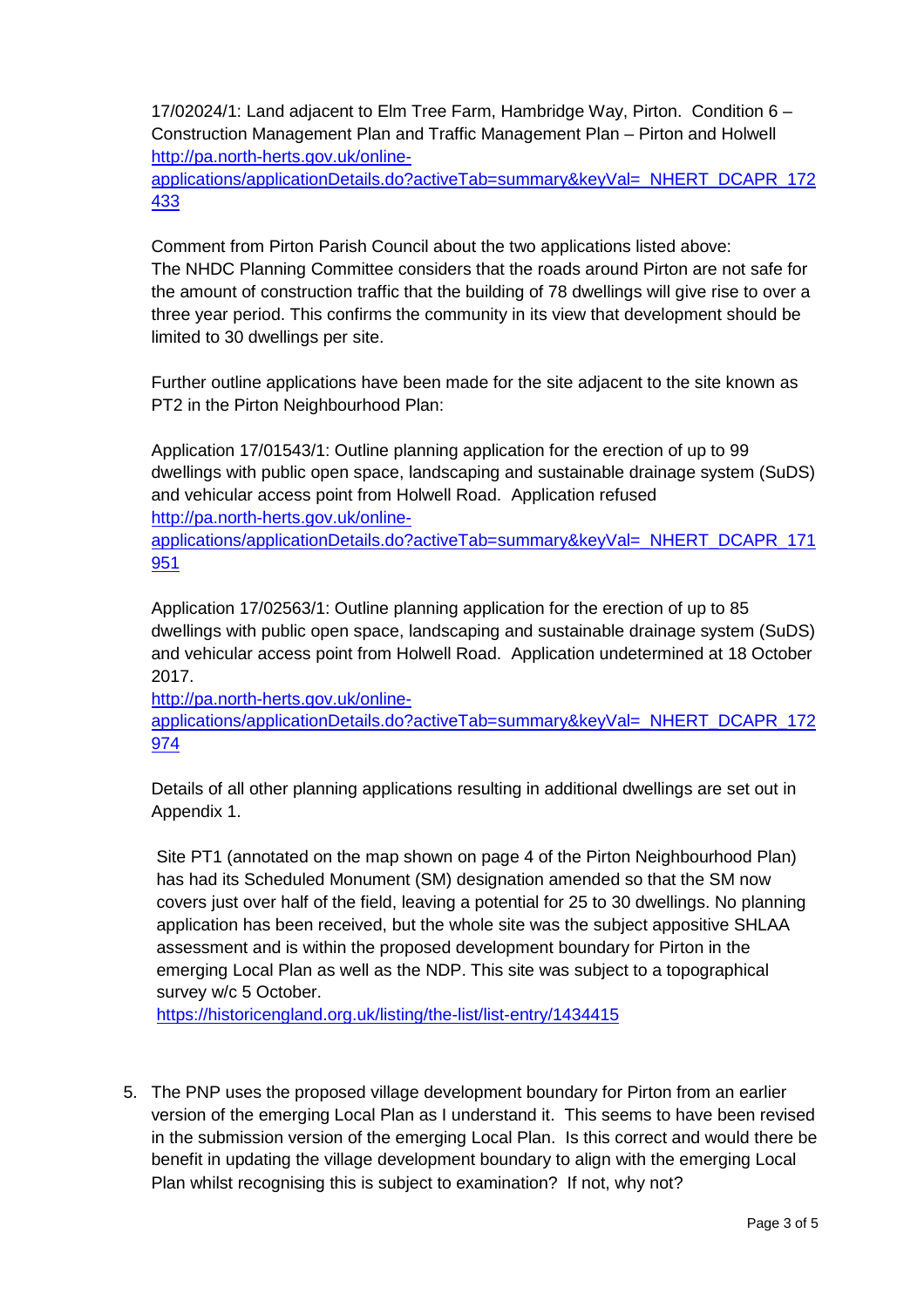17/02024/1: Land adjacent to Elm Tree Farm, Hambridge Way, Pirton. Condition 6 – Construction Management Plan and Traffic Management Plan – Pirton and Holwell
http://pa.north-herts.gov.uk/online-applications/applicationDetails.do?activeTab=summary&keyVal=_NHERT_DCAPR_172433

Comment from Pirton Parish Council about the two applications listed above:
The NHDC Planning Committee considers that the roads around Pirton are not safe for the amount of construction traffic that the building of 78 dwellings will give rise to over a three year period. This confirms the community in its view that development should be limited to 30 dwellings per site.

Further outline applications have been made for the site adjacent to the site known as PT2 in the Pirton Neighbourhood Plan:

Application 17/01543/1: Outline planning application for the erection of up to 99 dwellings with public open space, landscaping and sustainable drainage system (SuDS) and vehicular access point from Holwell Road. Application refused
http://pa.north-herts.gov.uk/online-applications/applicationDetails.do?activeTab=summary&keyVal=_NHERT_DCAPR_171951

Application 17/02563/1: Outline planning application for the erection of up to 85 dwellings with public open space, landscaping and sustainable drainage system (SuDS) and vehicular access point from Holwell Road. Application undetermined at 18 October 2017.
http://pa.north-herts.gov.uk/online-applications/applicationDetails.do?activeTab=summary&keyVal=_NHERT_DCAPR_172974

Details of all other planning applications resulting in additional dwellings are set out in Appendix 1.

Site PT1 (annotated on the map shown on page 4 of the Pirton Neighbourhood Plan) has had its Scheduled Monument (SM) designation amended so that the SM now covers just over half of the field, leaving a potential for 25 to 30 dwellings. No planning application has been received, but the whole site was the subject appositive SHLAA assessment and is within the proposed development boundary for Pirton in the emerging Local Plan as well as the NDP. This site was subject to a topographical survey w/c 5 October.
https://historicengland.org.uk/listing/the-list/list-entry/1434415

5. The PNP uses the proposed village development boundary for Pirton from an earlier version of the emerging Local Plan as I understand it. This seems to have been revised in the submission version of the emerging Local Plan. Is this correct and would there be benefit in updating the village development boundary to align with the emerging Local Plan whilst recognising this is subject to examination? If not, why not?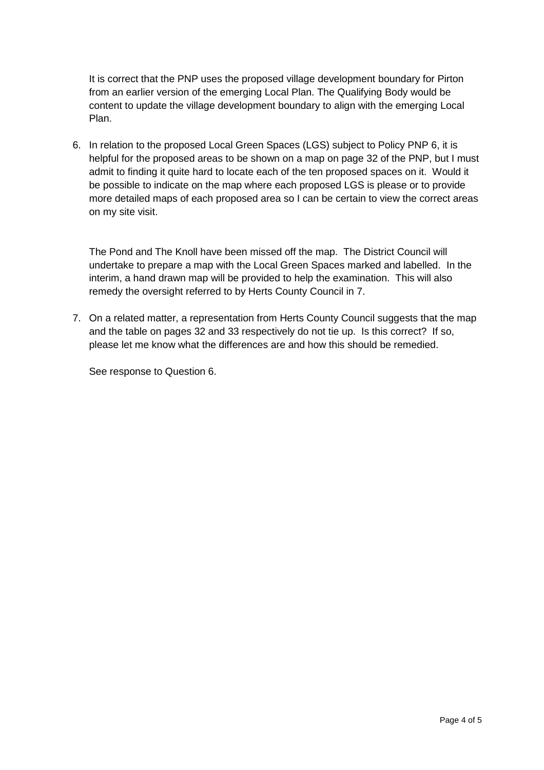It is correct that the PNP uses the proposed village development boundary for Pirton from an earlier version of the emerging Local Plan. The Qualifying Body would be content to update the village development boundary to align with the emerging Local Plan.

6. In relation to the proposed Local Green Spaces (LGS) subject to Policy PNP 6, it is helpful for the proposed areas to be shown on a map on page 32 of the PNP, but I must admit to finding it quite hard to locate each of the ten proposed spaces on it. Would it be possible to indicate on the map where each proposed LGS is please or to provide more detailed maps of each proposed area so I can be certain to view the correct areas on my site visit.

   The Pond and The Knoll have been missed off the map. The District Council will undertake to prepare a map with the Local Green Spaces marked and labelled. In the interim, a hand drawn map will be provided to help the examination. This will also remedy the oversight referred to by Herts County Council in 7.

7. On a related matter, a representation from Herts County Council suggests that the map and the table on pages 32 and 33 respectively do not tie up. Is this correct? If so, please let me know what the differences are and how this should be remedied.

   See response to Question 6.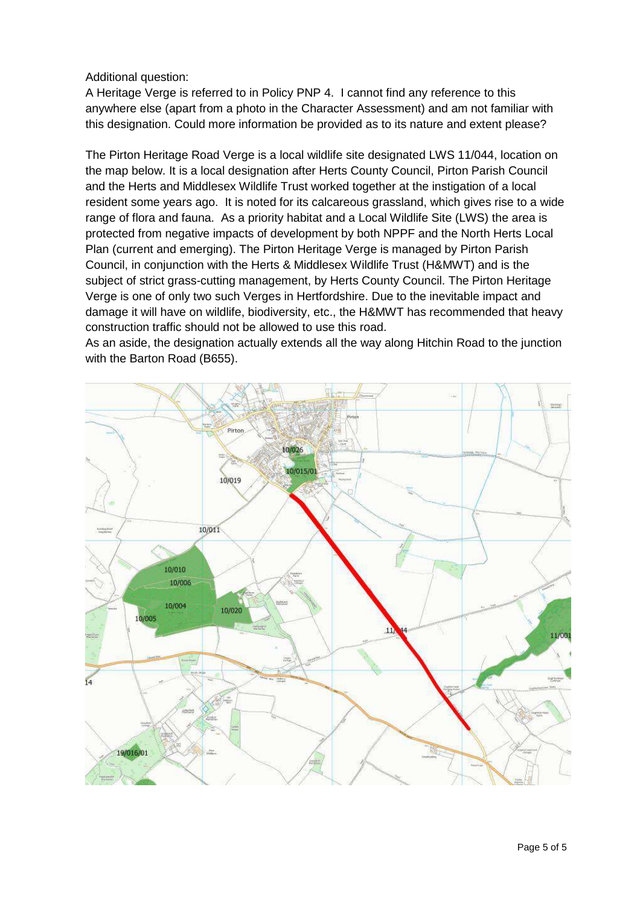Additional question:

A Heritage Verge is referred to in Policy PNP 4. I cannot find any reference to this anywhere else (apart from a photo in the Character Assessment) and am not familiar with this designation. Could more information be provided as to its nature and extent please?

The Pirton Heritage Road Verge is a local wildlife site designated LWS 11/044, location on the map below. It is a local designation after Herts County Council, Pirton Parish Council and the Herts and Middlesex Wildlife Trust worked together at the instigation of a local resident some years ago. It is noted for its calcareous grassland, which gives rise to a wide range of flora and fauna. As a priority habitat and a Local Wildlife Site (LWS) the area is protected from negative impacts of development by both NPPF and the North Herts Local Plan (current and emerging). The Pirton Heritage Verge is managed by Pirton Parish Council, in conjunction with the Herts & Middlesex Wildlife Trust (H&MWT) and is the subject of strict grass-cutting management, by Herts County Council. The Pirton Heritage Verge is one of only two such Verges in Hertfordshire. Due to the inevitable impact and damage it will have on wildlife, biodiversity, etc., the H&MWT has recommended that heavy construction traffic should not be allowed to use this road.

As an aside, the designation actually extends all the way along Hitchin Road to the junction with the Barton Road (B655).

Pirton
10/026
10/015/01
10/019
10/011
10/010
10/006
10/004
10/005
10/020
11/044
11/001
14
19/016/01